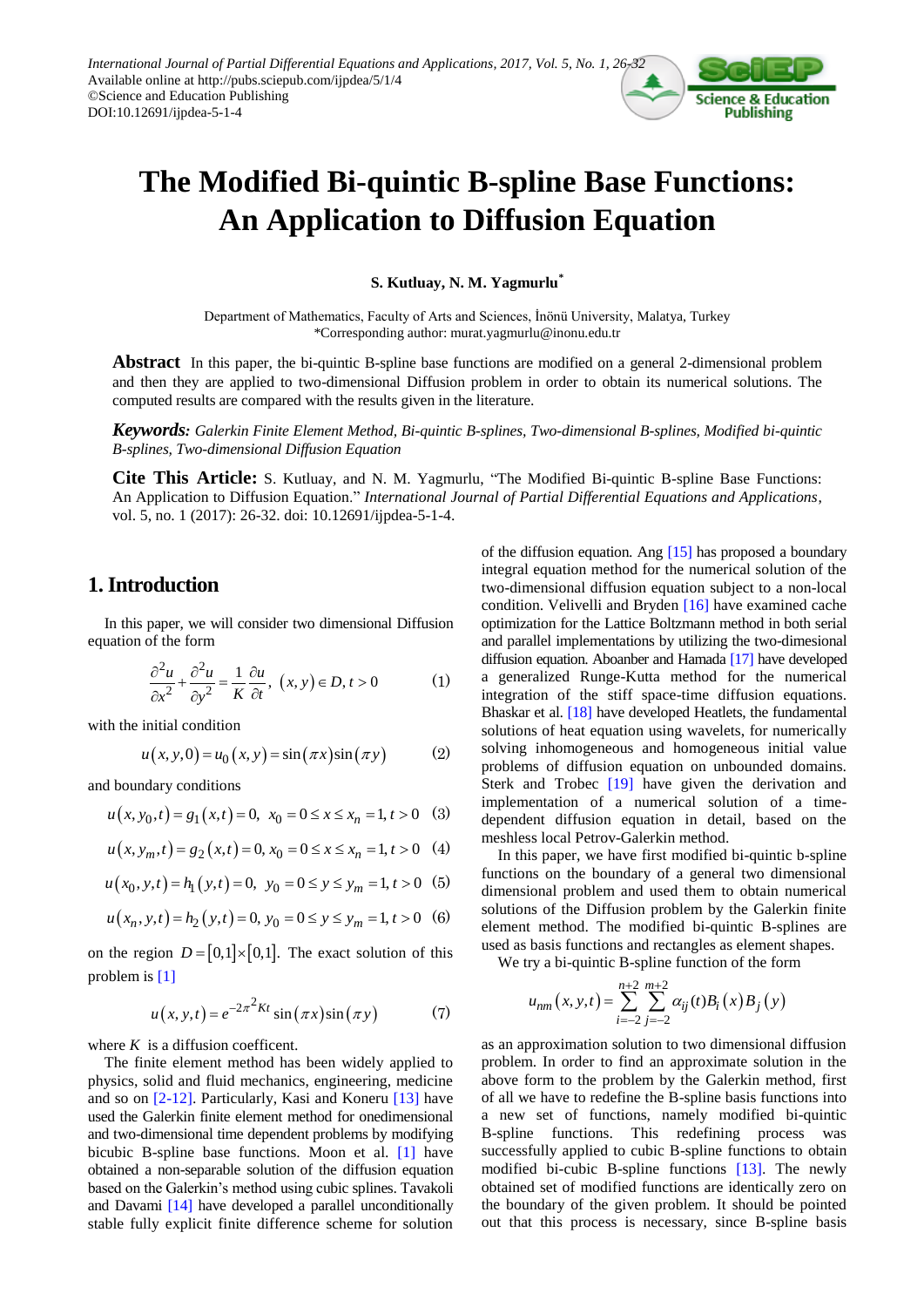International Journal of Partial Differential Equations and Applications, 2017, Vol. 5, No. 1, 26-32
Available online at http://pubs.sciepub.com/ijpdea/5/1/4
©Science and Education Publishing
DOI:10.12691/ijpdea-5-1-4

# The Modified Bi-quintic B-spline Base Functions: An Application to Diffusion Equation

**S. Kutluay, N. M. Yagmurlu***

Department of Mathematics, Faculty of Arts and Sciences, İnönü University, Malatya, Turkey
*Corresponding author: murat.yagmurlu@inonu.edu.tr

**Abstract** In this paper, the bi-quintic B-spline base functions are modified on a general 2-dimensional problem and then they are applied to two-dimensional Diffusion problem in order to obtain its numerical solutions. The computed results are compared with the results given in the literature.

***Keywords:*** *Galerkin Finite Element Method, Bi-quintic B-splines, Two-dimensional B-splines, Modified bi-quintic B-splines, Two-dimensional Diffusion Equation*

**Cite This Article:** S. Kutluay, and N. M. Yagmurlu, "The Modified Bi-quintic B-spline Base Functions: An Application to Diffusion Equation." *International Journal of Partial Differential Equations and Applications*, vol. 5, no. 1 (2017): 26-32. doi: 10.12691/ijpdea-5-1-4.

## 1. Introduction

In this paper, we will consider two dimensional Diffusion equation of the form

$$\frac{\partial^2 u}{\partial x^2}+\frac{\partial^2 u}{\partial y^2}=\frac{1}{K}\frac{\partial u}{\partial t},\ \ (x,y)\in D, t>0 \qquad (1)$$

with the initial condition

$$u(x,y,0)=u_0(x,y)=\sin(\pi x)\sin(\pi y) \qquad (2)$$

and boundary conditions

$$u(x,y_0,t)=g_1(x,t)=0,\ \ x_0=0\le x\le x_n=1, t>0 \qquad (3)$$

$$u(x,y_m,t)=g_2(x,t)=0,\ x_0=0\le x\le x_n=1, t>0 \qquad (4)$$

$$u(x_0,y,t)=h_1(y,t)=0,\ \ y_0=0\le y\le y_m=1, t>0 \qquad (5)$$

$$u(x_n,y,t)=h_2(y,t)=0,\ y_0=0\le y\le y_m=1, t>0 \qquad (6)$$

on the region $D=[0,1]\times[0,1]$. The exact solution of this problem is [1]

$$u(x,y,t)=e^{-2\pi^2 Kt}\sin(\pi x)\sin(\pi y) \qquad (7)$$

where $K$ is a diffusion coefficent.

The finite element method has been widely applied to physics, solid and fluid mechanics, engineering, medicine and so on [2-12]. Particularly, Kasi and Koneru [13] have used the Galerkin finite element method for onedimensional and two-dimensional time dependent problems by modifying bicubic B-spline base functions. Moon et al. [1] have obtained a non-separable solution of the diffusion equation based on the Galerkin's method using cubic splines. Tavakoli and Davami [14] have developed a parallel unconditionally stable fully explicit finite difference scheme for solution of the diffusion equation. Ang [15] has proposed a boundary integral equation method for the numerical solution of the two-dimensional diffusion equation subject to a non-local condition. Velivelli and Bryden [16] have examined cache optimization for the Lattice Boltzmann method in both serial and parallel implementations by utilizing the two-dimensional diffusion equation. Aboanber and Hamada [17] have developed a generalized Runge-Kutta method for the numerical integration of the stiff space-time diffusion equations. Bhaskar et al. [18] have developed Heatlets, the fundamental solutions of heat equation using wavelets, for numerically solving inhomogeneous and homogeneous initial value problems of diffusion equation on unbounded domains. Sterk and Trobec [19] have given the derivation and implementation of a numerical solution of a time-dependent diffusion equation in detail, based on the meshless local Petrov-Galerkin method.

In this paper, we have first modified bi-quintic b-spline functions on the boundary of a general two dimensional dimensional problem and used them to obtain numerical solutions of the Diffusion problem by the Galerkin finite element method. The modified bi-quintic B-splines are used as basis functions and rectangles as element shapes.

We try a bi-quintic B-spline function of the form

$$u_{nm}(x,y,t)=\sum_{i=-2}^{n+2}\sum_{j=-2}^{m+2}\alpha_{ij}(t)B_i(x)B_j(y)$$

as an approximation solution to two dimensional diffusion problem. In order to find an approximate solution in the above form to the problem by the Galerkin method, first of all we have to redefine the B-spline basis functions into a new set of functions, namely modified bi-quintic B-spline functions. This redefining process was successfully applied to cubic B-spline functions to obtain modified bi-cubic B-spline functions [13]. The newly obtained set of modified functions are identically zero on the boundary of the given problem. It should be pointed out that this process is necessary, since B-spline basis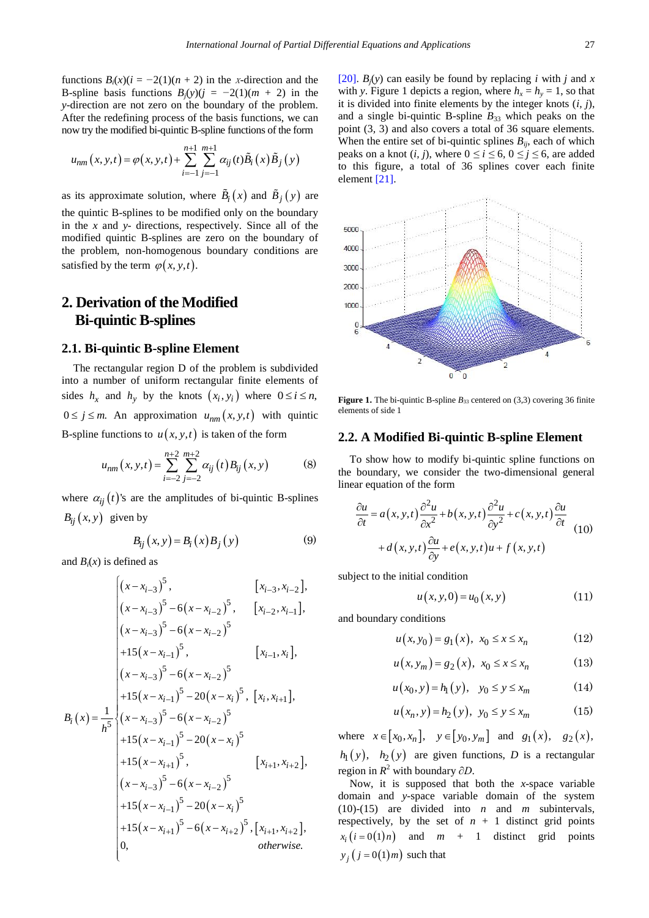functions $B_i(x)(i = -2(1)(n+2)$ in the $x$-direction and the B-spline basis functions $B_j(y)(j = -2(1)(m+2)$ in the $y$-direction are not zero on the boundary of the problem. After the redefining process of the basis functions, we can now try the modified bi-quintic B-spline functions of the form

$$u_{nm}(x,y,t) = \varphi(x,y,t) + \sum_{i=-1}^{n+1}\sum_{j=-1}^{m+1}\alpha_{ij}(t)\tilde{B}_i(x)\tilde{B}_j(y)$$

as its approximate solution, where $\tilde{B}_i(x)$ and $\tilde{B}_j(y)$ are the quintic B-splines to be modified only on the boundary in the $x$ and $y$- directions, respectively. Since all of the modified quintic B-splines are zero on the boundary of the problem, non-homogenous boundary conditions are satisfied by the term $\varphi(x,y,t)$.

## 2. Derivation of the Modified Bi-quintic B-splines

### 2.1. Bi-quintic B-spline Element

The rectangular region D of the problem is subdivided into a number of uniform rectangular finite elements of sides $h_x$ and $h_y$ by the knots $(x_i, y_i)$ where $0 \le i \le n$, $0 \le j \le m$. An approximation $u_{nm}(x,y,t)$ with quintic B-spline functions to $u(x,y,t)$ is taken of the form

$$u_{nm}(x,y,t) = \sum_{i=-2}^{n+2}\sum_{j=-2}^{m+2}\alpha_{ij}(t)B_{ij}(x,y) \tag{8}$$

where $\alpha_{ij}(t)$'s are the amplitudes of bi-quintic B-splines $B_{ij}(x,y)$ given by

$$B_{ij}(x,y) = B_i(x)B_j(y) \tag{9}$$

and $B_i(x)$ is defined as

$$B_i(x) = \frac{1}{h^5}\begin{cases}
(x-x_{i-3})^5, & [x_{i-3}, x_{i-2}],\\
(x-x_{i-3})^5 - 6(x-x_{i-2})^5, & [x_{i-2}, x_{i-1}],\\
(x-x_{i-3})^5 - 6(x-x_{i-2})^5 \\ \quad +15(x-x_{i-1})^5, & [x_{i-1}, x_i],\\
(x-x_{i-3})^5 - 6(x-x_{i-2})^5 \\ \quad +15(x-x_{i-1})^5 - 20(x-x_i)^5, & [x_i, x_{i+1}],\\
(x-x_{i-3})^5 - 6(x-x_{i-2})^5 \\ \quad +15(x-x_{i-1})^5 - 20(x-x_i)^5 \\ \quad +15(x-x_{i+1})^5, & [x_{i+1}, x_{i+2}],\\
(x-x_{i-3})^5 - 6(x-x_{i-2})^5 \\ \quad +15(x-x_{i-1})^5 - 20(x-x_i)^5 \\ \quad +15(x-x_{i+1})^5 - 6(x-x_{i+2})^5, & [x_{i+1}, x_{i+2}],\\
0, & otherwise.
\end{cases}$$

[20]. $B_j(y)$ can easily be found by replacing $i$ with $j$ and $x$ with $y$. Figure 1 depicts a region, where $h_x = h_y = 1$, so that it is divided into finite elements by the integer knots $(i, j)$, and a single bi-quintic B-spline $B_{33}$ which peaks on the point (3, 3) and also covers a total of 36 square elements. When the entire set of bi-quintic splines $B_{ij}$, each of which peaks on a knot $(i, j)$, where $0 \le i \le 6$, $0 \le j \le 6$, are added to this figure, a total of 36 splines cover each finite element [21].

**Figure 1.** The bi-quintic B-spline $B_{33}$ centered on (3,3) covering 36 finite elements of side 1

### 2.2. A Modified Bi-quintic B-spline Element

To show how to modify bi-quintic spline functions on the boundary, we consider the two-dimensional general linear equation of the form

$$\frac{\partial u}{\partial t} = a(x,y,t)\frac{\partial^2 u}{\partial x^2} + b(x,y,t)\frac{\partial^2 u}{\partial y^2} + c(x,y,t)\frac{\partial u}{\partial t} + d(x,y,t)\frac{\partial u}{\partial y} + e(x,y,t)u + f(x,y,t) \tag{10}$$

subject to the initial condition

$$u(x,y,0) = u_0(x,y) \tag{11}$$

and boundary conditions

$$u(x,y_0) = g_1(x), \quad x_0 \le x \le x_n \tag{12}$$

$$u(x,y_m) = g_2(x), \quad x_0 \le x \le x_n \tag{13}$$

$$u(x_0,y) = h_1(y), \quad y_0 \le y \le x_m \tag{14}$$

$$u(x_n,y) = h_2(y), \quad y_0 \le y \le x_m \tag{15}$$

where $x \in [x_0, x_n]$, $y \in [y_0, y_m]$ and $g_1(x)$, $g_2(x)$, $h_1(y)$, $h_2(y)$ are given functions, $D$ is a rectangular region in $R^2$ with boundary $\partial D$.

Now, it is supposed that both the $x$-space variable domain and $y$-space variable domain of the system (10)-(15) are divided into $n$ and $m$ subintervals, respectively, by the set of $n + 1$ distinct grid points $x_i\ (i = 0(1)n)$ and $m + 1$ distinct grid points $y_j\ (j = 0(1)m)$ such that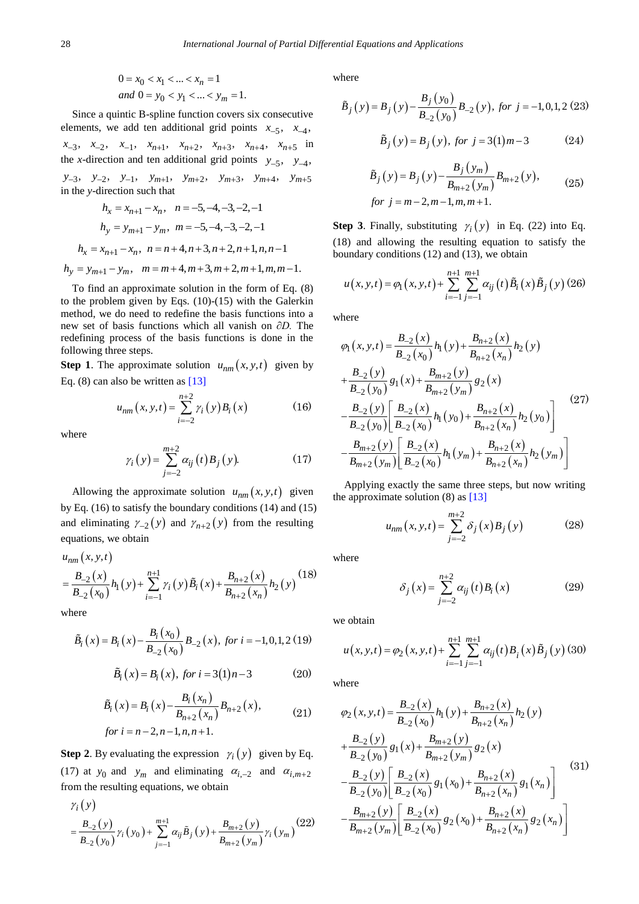$$0 = x_0 < x_1 < ... < x_n = 1$$
$$and\ 0 = y_0 < y_1 < ... < y_m = 1.$$

Since a quintic B-spline function covers six consecutive elements, we add ten additional grid points $x_{-5}$, $x_{-4}$, $x_{-3}$, $x_{-2}$, $x_{-1}$, $x_{n+1}$, $x_{n+2}$, $x_{n+3}$, $x_{n+4}$, $x_{n+5}$ in the *x*-direction and ten additional grid points $y_{-5}$, $y_{-4}$, $y_{-3}$, $y_{-2}$, $y_{-1}$, $y_{m+1}$, $y_{m+2}$, $y_{m+3}$, $y_{m+4}$, $y_{m+5}$ in the *y*-direction such that

$$h_x = x_{n+1} - x_n, \quad n = -5, -4, -3, -2, -1$$
$$h_y = y_{m+1} - y_m, \quad m = -5, -4, -3, -2, -1$$
$$h_x = x_{n+1} - x_n, \quad n = n+4, n+3, n+2, n+1, n, n-1$$
$$h_y = y_{m+1} - y_m, \quad m = m+4, m+3, m+2, m+1, m, m-1.$$

To find an approximate solution in the form of Eq. (8) to the problem given by Eqs. (10)-(15) with the Galerkin method, we do need to redefine the basis functions into a new set of basis functions which all vanish on $\partial D$. The redefining process of the basis functions is done in the following three steps.

**Step 1**. The approximate solution $u_{nm}(x,y,t)$ given by Eq. (8) can also be written as [13]

$$u_{nm}(x,y,t) = \sum_{i=-2}^{n+2} \gamma_i(y) B_i(x) \tag{16}$$

where

$$\gamma_i(y) = \sum_{j=-2}^{m+2} \alpha_{ij}(t) B_j(y). \tag{17}$$

Allowing the approximate solution $u_{nm}(x,y,t)$ given by Eq. (16) to satisfy the boundary conditions (14) and (15) and eliminating $\gamma_{-2}(y)$ and $\gamma_{n+2}(y)$ from the resulting equations, we obtain

$$u_{nm}(x,y,t) = \frac{B_{-2}(x)}{B_{-2}(x_0)} h_1(y) + \sum_{i=-1}^{n+1} \gamma_i(y) \tilde{B}_i(x) + \frac{B_{n+2}(x)}{B_{n+2}(x_n)} h_2(y) \tag{18}$$

where

$$\tilde{B}_i(x) = B_i(x) - \frac{B_i(x_0)}{B_{-2}(x_0)} B_{-2}(x), \ for\ i = -1, 0, 1, 2 \tag{19}$$

$$\tilde{B}_i(x) = B_i(x), \ for\ i = 3(1)n-3 \tag{20}$$

$$\tilde{B}_i(x) = B_i(x) - \frac{B_i(x_n)}{B_{n+2}(x_n)} B_{n+2}(x), \quad for\ i = n-2, n-1, n, n+1. \tag{21}$$

**Step 2**. By evaluating the expression $\gamma_i(y)$ given by Eq. (17) at $y_0$ and $y_m$ and eliminating $\alpha_{i,-2}$ and $\alpha_{i,m+2}$ from the resulting equations, we obtain

$$\gamma_i(y) = \frac{B_{-2}(y)}{B_{-2}(y_0)} \gamma_i(y_0) + \sum_{j=-1}^{m+1} \alpha_{ij} \tilde{B}_j(y) + \frac{B_{m+2}(y)}{B_{m+2}(y_m)} \gamma_i(y_m) \tag{22}$$

where

$$\tilde{B}_j(y) = B_j(y) - \frac{B_j(y_0)}{B_{-2}(y_0)} B_{-2}(y), \ for\ j = -1, 0, 1, 2 \tag{23}$$

$$\tilde{B}_j(y) = B_j(y), \ for\ j = 3(1)m-3 \tag{24}$$

$$\tilde{B}_j(y) = B_j(y) - \frac{B_j(y_m)}{B_{m+2}(y_m)} B_{m+2}(y), \quad for\ j = m-2, m-1, m, m+1. \tag{25}$$

**Step 3**. Finally, substituting $\gamma_i(y)$ in Eq. (22) into Eq. (18) and allowing the resulting equation to satisfy the boundary conditions (12) and (13), we obtain

$$u(x,y,t) = \varphi_1(x,y,t) + \sum_{i=-1}^{n+1} \sum_{j=-1}^{m+1} \alpha_{ij}(t) \tilde{B}_i(x) \tilde{B}_j(y) \tag{26}$$

where

$$\begin{aligned}
\varphi_1(x,y,t) &= \frac{B_{-2}(x)}{B_{-2}(x_0)} h_1(y) + \frac{B_{n+2}(x)}{B_{n+2}(x_n)} h_2(y) \\
&+ \frac{B_{-2}(y)}{B_{-2}(y_0)} g_1(x) + \frac{B_{m+2}(y)}{B_{m+2}(y_m)} g_2(x) \\
&- \frac{B_{-2}(y)}{B_{-2}(y_0)} \left[ \frac{B_{-2}(x)}{B_{-2}(x_0)} h_1(y_0) + \frac{B_{n+2}(x)}{B_{n+2}(x_n)} h_2(y_0) \right] \\
&- \frac{B_{m+2}(y)}{B_{m+2}(y_m)} \left[ \frac{B_{-2}(x)}{B_{-2}(x_0)} h_1(y_m) + \frac{B_{n+2}(x)}{B_{n+2}(x_n)} h_2(y_m) \right]
\end{aligned} \tag{27}$$

Applying exactly the same three steps, but now writing the approximate solution (8) as [13]

$$u_{nm}(x,y,t) = \sum_{j=-2}^{m+2} \delta_j(x) B_j(y) \tag{28}$$

where

$$\delta_j(x) = \sum_{j=-2}^{n+2} \alpha_{ij}(t) B_i(x) \tag{29}$$

we obtain

$$u(x,y,t) = \varphi_2(x,y,t) + \sum_{i=-1}^{n+1} \sum_{j=-1}^{m+1} \alpha_{ij}(t) B_i(x) \tilde{B}_j(y) \tag{30}$$

where

$$\begin{aligned}
\varphi_2(x,y,t) &= \frac{B_{-2}(x)}{B_{-2}(x_0)} h_1(y) + \frac{B_{n+2}(x)}{B_{n+2}(x_n)} h_2(y) \\
&+ \frac{B_{-2}(y)}{B_{-2}(y_0)} g_1(x) + \frac{B_{m+2}(y)}{B_{m+2}(y_m)} g_2(x) \\
&- \frac{B_{-2}(y)}{B_{-2}(y_0)} \left[ \frac{B_{-2}(x)}{B_{-2}(x_0)} g_1(x_0) + \frac{B_{n+2}(x)}{B_{n+2}(x_n)} g_1(x_n) \right] \\
&- \frac{B_{m+2}(y)}{B_{m+2}(y_m)} \left[ \frac{B_{-2}(x)}{B_{-2}(x_0)} g_2(x_0) + \frac{B_{n+2}(x)}{B_{n+2}(x_n)} g_2(x_n) \right]
\end{aligned} \tag{31}$$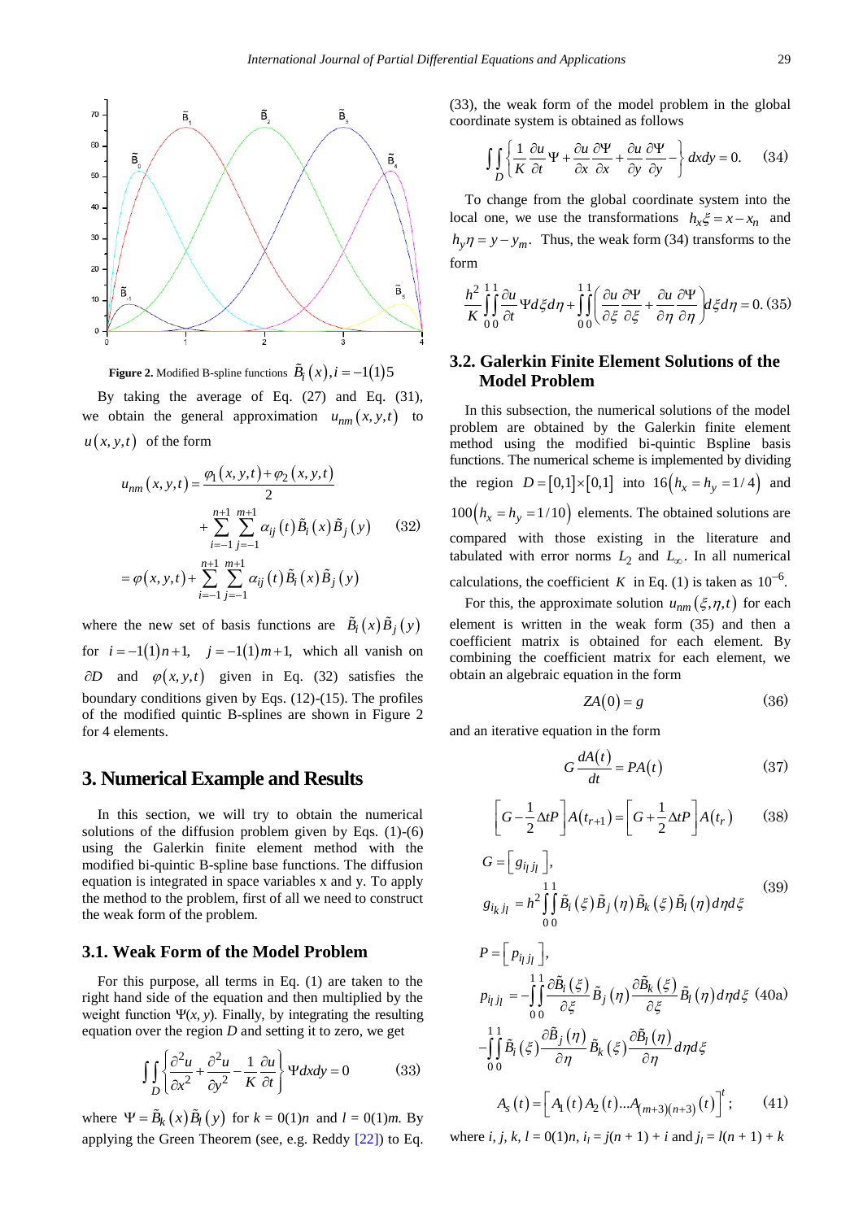**Figure 2.** Modified B-spline functions $\tilde{B}_i(x), i=-1(1)5$

By taking the average of Eq. (27) and Eq. (31), we obtain the general approximation $u_{nm}(x,y,t)$ to $u(x,y,t)$ of the form

$$u_{nm}(x,y,t) = \frac{\varphi_1(x,y,t)+\varphi_2(x,y,t)}{2} + \sum_{i=-1}^{n+1}\sum_{j=-1}^{m+1} \alpha_{ij}(t)\tilde{B}_i(x)\tilde{B}_j(y) = \varphi(x,y,t) + \sum_{i=-1}^{n+1}\sum_{j=-1}^{m+1} \alpha_{ij}(t)\tilde{B}_i(x)\tilde{B}_j(y) \quad (32)$$

where the new set of basis functions are $\tilde{B}_i(x)\tilde{B}_j(y)$ for $i=-1(1)n+1$, $j=-1(1)m+1$, which all vanish on $\partial D$ and $\varphi(x,y,t)$ given in Eq. (32) satisfies the boundary conditions given by Eqs. (12)-(15). The profiles of the modified quintic B-splines are shown in Figure 2 for 4 elements.

## 3. Numerical Example and Results

In this section, we will try to obtain the numerical solutions of the diffusion problem given by Eqs. (1)-(6) using the Galerkin finite element method with the modified bi-quintic B-spline base functions. The diffusion equation is integrated in space variables x and y. To apply the method to the problem, first of all we need to construct the weak form of the problem.

### 3.1. Weak Form of the Model Problem

For this purpose, all terms in Eq. (1) are taken to the right hand side of the equation and then multiplied by the weight function $\Psi(x, y)$. Finally, by integrating the resulting equation over the region $D$ and setting it to zero, we get

$$\iint_D \left\{ \frac{\partial^2 u}{\partial x^2} + \frac{\partial^2 u}{\partial y^2} - \frac{1}{K}\frac{\partial u}{\partial t} \right\} \Psi dxdy = 0 \quad (33)$$

where $\Psi = \tilde{B}_k(x)\tilde{B}_l(y)$ for $k=0(1)n$ and $l=0(1)m$. By applying the Green Theorem (see, e.g. Reddy [22]) to Eq. (33), the weak form of the model problem in the global coordinate system is obtained as follows

$$\iint_D \left\{ \frac{1}{K}\frac{\partial u}{\partial t}\Psi + \frac{\partial u}{\partial x}\frac{\partial \Psi}{\partial x} + \frac{\partial u}{\partial y}\frac{\partial \Psi}{\partial y} \right\} dxdy = 0. \quad (34)$$

To change from the global coordinate system into the local one, we use the transformations $h_x\xi = x - x_n$ and $h_y\eta = y - y_m$. Thus, the weak form (34) transforms to the form

$$\frac{h^2}{K}\int_0^1\int_0^1 \frac{\partial u}{\partial t}\Psi d\xi d\eta + \int_0^1\int_0^1 \left( \frac{\partial u}{\partial \xi}\frac{\partial \Psi}{\partial \xi} + \frac{\partial u}{\partial \eta}\frac{\partial \Psi}{\partial \eta} \right) d\xi d\eta = 0. \quad (35)$$

### 3.2. Galerkin Finite Element Solutions of the Model Problem

In this subsection, the numerical solutions of the model problem are obtained by the Galerkin finite element method using the modified bi-quintic Bspline basis functions. The numerical scheme is implemented by dividing the region $D=[0,1]\times[0,1]$ into $16\,(h_x = h_y = 1/4)$ and $100\,(h_x = h_y = 1/10)$ elements. The obtained solutions are compared with those existing in the literature and tabulated with error norms $L_2$ and $L_\infty$. In all numerical calculations, the coefficient $K$ in Eq. (1) is taken as $10^{-6}$.

For this, the approximate solution $u_{nm}(\xi,\eta,t)$ for each element is written in the weak form (35) and then a coefficient matrix is obtained for each element. By combining the coefficient matrix for each element, we obtain an algebraic equation in the form

$$ZA(0) = g \quad (36)$$

and an iterative equation in the form

$$G\frac{dA(t)}{dt} = PA(t) \quad (37)$$

$$\left[ G - \frac{1}{2}\Delta t P \right] A(t_{r+1}) = \left[ G + \frac{1}{2}\Delta t P \right] A(t_r) \quad (38)$$

$$G = \left[ g_{i_I j_I} \right], \quad g_{i_k j_l} = h^2 \int_0^1\int_0^1 \tilde{B}_i(\xi)\tilde{B}_j(\eta)\tilde{B}_k(\xi)\tilde{B}_l(\eta)\, d\eta d\xi \quad (39)$$

$$P = \left[ p_{i_I j_I} \right], \quad p_{i_I j_I} = -\int_0^1\int_0^1 \frac{\partial \tilde{B}_i(\xi)}{\partial \xi}\tilde{B}_j(\eta)\frac{\partial \tilde{B}_k(\xi)}{\partial \xi}\tilde{B}_l(\eta)\, d\eta d\xi - \int_0^1\int_0^1 \tilde{B}_i(\xi)\frac{\partial \tilde{B}_j(\eta)}{\partial \eta}\tilde{B}_k(\xi)\frac{\partial \tilde{B}_l(\eta)}{\partial \eta}\, d\eta d\xi \quad (40a)$$

$$A_s(t) = \left[ A_1(t) A_2(t) \ldots A_{(m+3)(n+3)}(t) \right]^t; \quad (41)$$

where $i, j, k, l = 0(1)n$, $i_I = j(n+1)+i$ and $j_I = l(n+1)+k$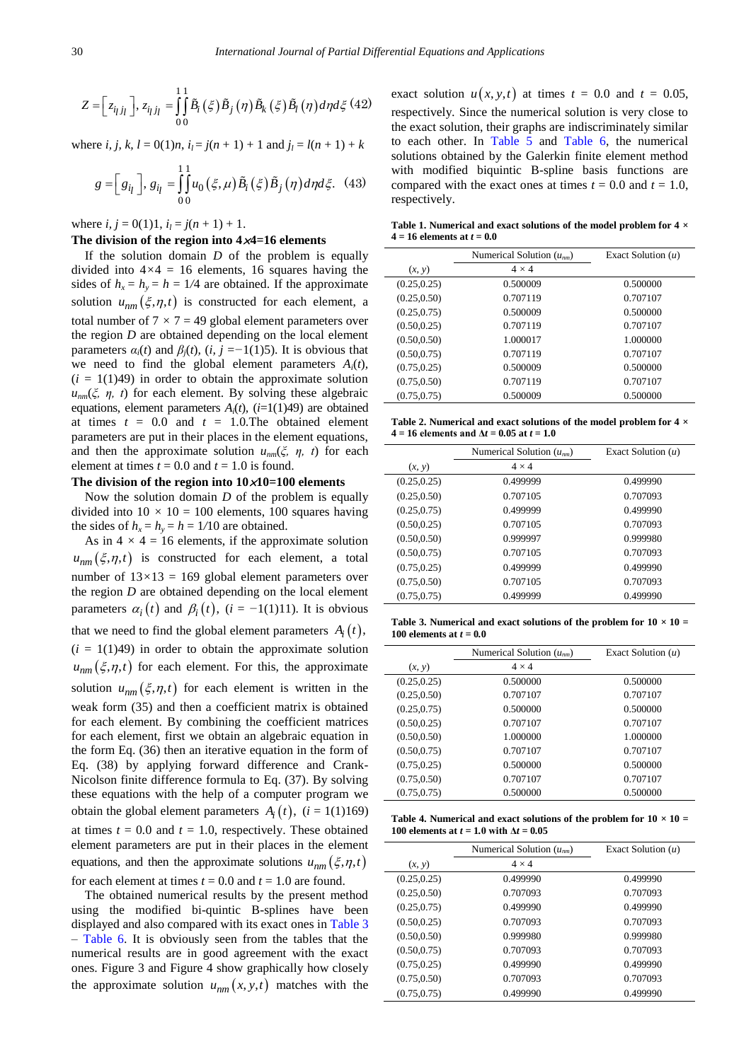$$Z = \left[ z_{i_l j_l} \right],\ z_{i_l j_l} = \int_0^1 \int_0^1 \tilde{B}_i(\xi) \tilde{B}_j(\eta) \tilde{B}_k(\xi) \tilde{B}_l(\eta) d\eta d\xi \quad (42)$$

where $i, j, k, l = 0(1)n$, $i_l = j(n+1) + 1$ and $j_l = l(n+1) + k$

$$g = \left[ g_{i_l} \right],\ g_{i_l} = \int_0^1 \int_0^1 u_0(\xi, \mu) \tilde{B}_i(\xi) \tilde{B}_j(\eta) d\eta d\xi. \quad (43)$$

where $i, j = 0(1)1$, $i_l = j(n+1) + 1$.

**The division of the region into 4×4=16 elements**

If the solution domain $D$ of the problem is equally divided into $4\times4 = 16$ elements, 16 squares having the sides of $h_x = h_y = h = 1/4$ are obtained. If the approximate solution $u_{nm}(\xi,\eta,t)$ is constructed for each element, a total number of $7 \times 7 = 49$ global element parameters over the region $D$ are obtained depending on the local element parameters $\alpha_i(t)$ and $\beta_j(t)$, $(i, j = -1(1)5)$. It is obvious that we need to find the global element parameters $A_i(t)$, $(i = 1(1)49)$ in order to obtain the approximate solution $u_{nm}(\xi, \eta, t)$ for each element. By solving these algebraic equations, element parameters $A_i(t)$, $(i=1(1)49)$ are obtained at times $t = 0.0$ and $t = 1.0$.The obtained element parameters are put in their places in the element equations, and then the approximate solution $u_{nm}(\xi, \eta, t)$ for each element at times $t = 0.0$ and $t = 1.0$ is found.

**The division of the region into 10×10=100 elements**

Now the solution domain $D$ of the problem is equally divided into $10 \times 10 = 100$ elements, 100 squares having the sides of $h_x = h_y = h = 1/10$ are obtained.

As in $4 \times 4 = 16$ elements, if the approximate solution $u_{nm}(\xi,\eta,t)$ is constructed for each element, a total number of $13\times13 = 169$ global element parameters over the region $D$ are obtained depending on the local element parameters $\alpha_i(t)$ and $\beta_i(t)$, $(i = -1(1)11)$. It is obvious that we need to find the global element parameters $A_i(t)$, $(i = 1(1)49)$ in order to obtain the approximate solution $u_{nm}(\xi,\eta,t)$ for each element. For this, the approximate solution $u_{nm}(\xi,\eta,t)$ for each element is written in the weak form (35) and then a coefficient matrix is obtained for each element. By combining the coefficient matrices for each element, first we obtain an algebraic equation in the form Eq. (36) then an iterative equation in the form of Eq. (38) by applying forward difference and Crank-Nicolson finite difference formula to Eq. (37). By solving these equations with the help of a computer program we obtain the global element parameters $A_i(t)$, $(i = 1(1)169)$ at times $t = 0.0$ and $t = 1.0$, respectively. These obtained element parameters are put in their places in the element equations, and then the approximate solutions $u_{nm}(\xi,\eta,t)$ for each element at times $t = 0.0$ and $t = 1.0$ are found.

The obtained numerical results by the present method using the modified bi-quintic B-splines have been displayed and also compared with its exact ones in Table 3 – Table 6. It is obviously seen from the tables that the numerical results are in good agreement with the exact ones. Figure 3 and Figure 4 show graphically how closely the approximate solution $u_{nm}(x,y,t)$ matches with the exact solution $u(x,y,t)$ at times $t = 0.0$ and $t = 0.05$, respectively. Since the numerical solution is very close to the exact solution, their graphs are indiscriminately similar to each other. In Table 5 and Table 6, the numerical solutions obtained by the Galerkin finite element method with modified biquintic B-spline basis functions are compared with the exact ones at times $t = 0.0$ and $t = 1.0$, respectively.

**Table 1. Numerical and exact solutions of the model problem for 4 × 4 = 16 elements at $t$ = 0.0**

| | Numerical Solution ($u_{nm}$) | Exact Solution ($u$) |
|---|---|---|
| $(x, y)$ | $4 \times 4$ | |
| (0.25,0.25) | 0.500009 | 0.500000 |
| (0.25,0.50) | 0.707119 | 0.707107 |
| (0.25,0.75) | 0.500009 | 0.500000 |
| (0.50,0.25) | 0.707119 | 0.707107 |
| (0.50,0.50) | 1.000017 | 1.000000 |
| (0.50,0.75) | 0.707119 | 0.707107 |
| (0.75,0.25) | 0.500009 | 0.500000 |
| (0.75,0.50) | 0.707119 | 0.707107 |
| (0.75,0.75) | 0.500009 | 0.500000 |

**Table 2. Numerical and exact solutions of the model problem for 4 × 4 = 16 elements and Δ$t$ = 0.05 at $t$ = 1.0**

| | Numerical Solution ($u_{nm}$) | Exact Solution ($u$) |
|---|---|---|
| $(x, y)$ | $4 \times 4$ | |
| (0.25,0.25) | 0.499999 | 0.499990 |
| (0.25,0.50) | 0.707105 | 0.707093 |
| (0.25,0.75) | 0.499999 | 0.499990 |
| (0.50,0.25) | 0.707105 | 0.707093 |
| (0.50,0.50) | 0.999997 | 0.999980 |
| (0.50,0.75) | 0.707105 | 0.707093 |
| (0.75,0.25) | 0.499999 | 0.499990 |
| (0.75,0.50) | 0.707105 | 0.707093 |
| (0.75,0.75) | 0.499999 | 0.499990 |

**Table 3. Numerical and exact solutions of the problem for 10 × 10 = 100 elements at $t$ = 0.0**

| | Numerical Solution ($u_{nm}$) | Exact Solution ($u$) |
|---|---|---|
| $(x, y)$ | $4 \times 4$ | |
| (0.25,0.25) | 0.500000 | 0.500000 |
| (0.25,0.50) | 0.707107 | 0.707107 |
| (0.25,0.75) | 0.500000 | 0.500000 |
| (0.50,0.25) | 0.707107 | 0.707107 |
| (0.50,0.50) | 1.000000 | 1.000000 |
| (0.50,0.75) | 0.707107 | 0.707107 |
| (0.75,0.25) | 0.500000 | 0.500000 |
| (0.75,0.50) | 0.707107 | 0.707107 |
| (0.75,0.75) | 0.500000 | 0.500000 |

**Table 4. Numerical and exact solutions of the problem for 10 × 10 = 100 elements at $t$ = 1.0 with Δ$t$ = 0.05**

| | Numerical Solution ($u_{nm}$) | Exact Solution ($u$) |
|---|---|---|
| $(x, y)$ | $4 \times 4$ | |
| (0.25,0.25) | 0.499990 | 0.499990 |
| (0.25,0.50) | 0.707093 | 0.707093 |
| (0.25,0.75) | 0.499990 | 0.499990 |
| (0.50,0.25) | 0.707093 | 0.707093 |
| (0.50,0.50) | 0.999980 | 0.999980 |
| (0.50,0.75) | 0.707093 | 0.707093 |
| (0.75,0.25) | 0.499990 | 0.499990 |
| (0.75,0.50) | 0.707093 | 0.707093 |
| (0.75,0.75) | 0.499990 | 0.499990 |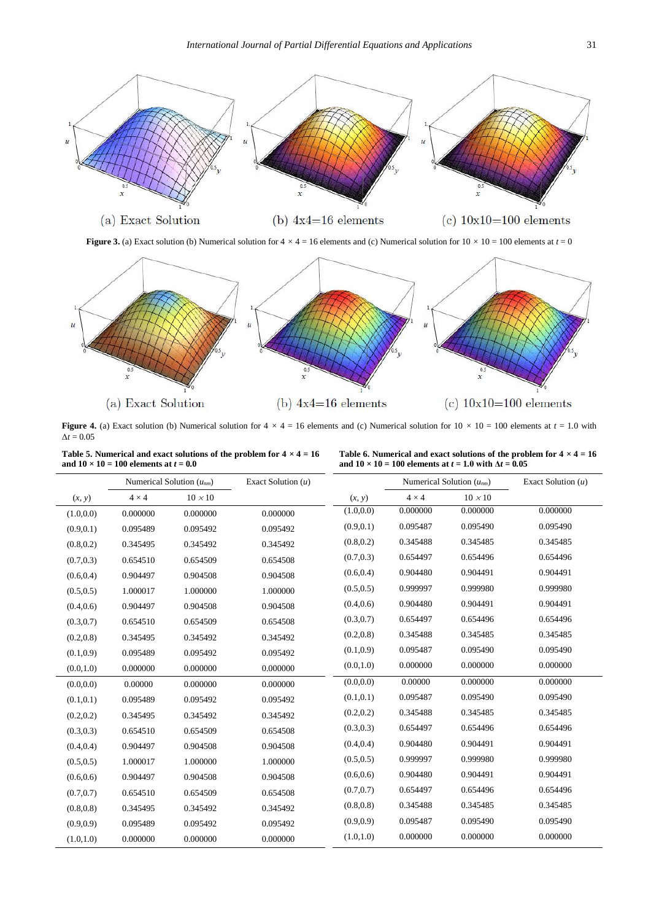**Figure 3.** (a) Exact solution (b) Numerical solution for $4 \times 4 = 16$ elements and (c) Numerical solution for $10 \times 10 = 100$ elements at $t = 0$

**Figure 4.** (a) Exact solution (b) Numerical solution for $4 \times 4 = 16$ elements and (c) Numerical solution for $10 \times 10 = 100$ elements at $t = 1.0$ with $\Delta t = 0.05$

**Table 5. Numerical and exact solutions of the problem for $4 \times 4 = 16$ and $10 \times 10 = 100$ elements at $t = 0.0$**

| | Numerical Solution ($u_{nm}$) | | Exact Solution ($u$) |
|---|---|---|---|
| $(x, y)$ | $4 \times 4$ | $10 \times 10$ | |
| (1.0,0.0) | 0.000000 | 0.000000 | 0.000000 |
| (0.9,0.1) | 0.095489 | 0.095492 | 0.095492 |
| (0.8,0.2) | 0.345495 | 0.345492 | 0.345492 |
| (0.7,0.3) | 0.654510 | 0.654509 | 0.654508 |
| (0.6,0.4) | 0.904497 | 0.904508 | 0.904508 |
| (0.5,0.5) | 1.000017 | 1.000000 | 1.000000 |
| (0.4,0.6) | 0.904497 | 0.904508 | 0.904508 |
| (0.3,0.7) | 0.654510 | 0.654509 | 0.654508 |
| (0.2,0.8) | 0.345495 | 0.345492 | 0.345492 |
| (0.1,0.9) | 0.095489 | 0.095492 | 0.095492 |
| (0.0,1.0) | 0.000000 | 0.000000 | 0.000000 |
| (0.0,0.0) | 0.00000 | 0.000000 | 0.000000 |
| (0.1,0.1) | 0.095489 | 0.095492 | 0.095492 |
| (0.2,0.2) | 0.345495 | 0.345492 | 0.345492 |
| (0.3,0.3) | 0.654510 | 0.654509 | 0.654508 |
| (0.4,0.4) | 0.904497 | 0.904508 | 0.904508 |
| (0.5,0.5) | 1.000017 | 1.000000 | 1.000000 |
| (0.6,0.6) | 0.904497 | 0.904508 | 0.904508 |
| (0.7,0.7) | 0.654510 | 0.654509 | 0.654508 |
| (0.8,0.8) | 0.345495 | 0.345492 | 0.345492 |
| (0.9,0.9) | 0.095489 | 0.095492 | 0.095492 |
| (1.0,1.0) | 0.000000 | 0.000000 | 0.000000 |

**Table 6. Numerical and exact solutions of the problem for $4 \times 4 = 16$ and $10 \times 10 = 100$ elements at $t = 1.0$ with $\Delta t = 0.05$**

| | Numerical Solution ($u_{nm}$) | | Exact Solution ($u$) |
|---|---|---|---|
| $(x, y)$ | $4 \times 4$ | $10 \times 10$ | |
| (1.0,0.0) | 0.000000 | 0.000000 | 0.000000 |
| (0.9,0.1) | 0.095487 | 0.095490 | 0.095490 |
| (0.8,0.2) | 0.345488 | 0.345485 | 0.345485 |
| (0.7,0.3) | 0.654497 | 0.654496 | 0.654496 |
| (0.6,0.4) | 0.904480 | 0.904491 | 0.904491 |
| (0.5,0.5) | 0.999997 | 0.999980 | 0.999980 |
| (0.4,0.6) | 0.904480 | 0.904491 | 0.904491 |
| (0.3,0.7) | 0.654497 | 0.654496 | 0.654496 |
| (0.2,0.8) | 0.345488 | 0.345485 | 0.345485 |
| (0.1,0.9) | 0.095487 | 0.095490 | 0.095490 |
| (0.0,1.0) | 0.000000 | 0.000000 | 0.000000 |
| (0.0,0.0) | 0.00000 | 0.000000 | 0.000000 |
| (0.1,0.1) | 0.095487 | 0.095490 | 0.095490 |
| (0.2,0.2) | 0.345488 | 0.345485 | 0.345485 |
| (0.3,0.3) | 0.654497 | 0.654496 | 0.654496 |
| (0.4,0.4) | 0.904480 | 0.904491 | 0.904491 |
| (0.5,0.5) | 0.999997 | 0.999980 | 0.999980 |
| (0.6,0.6) | 0.904480 | 0.904491 | 0.904491 |
| (0.7,0.7) | 0.654497 | 0.654496 | 0.654496 |
| (0.8,0.8) | 0.345488 | 0.345485 | 0.345485 |
| (0.9,0.9) | 0.095487 | 0.095490 | 0.095490 |
| (1.0,1.0) | 0.000000 | 0.000000 | 0.000000 |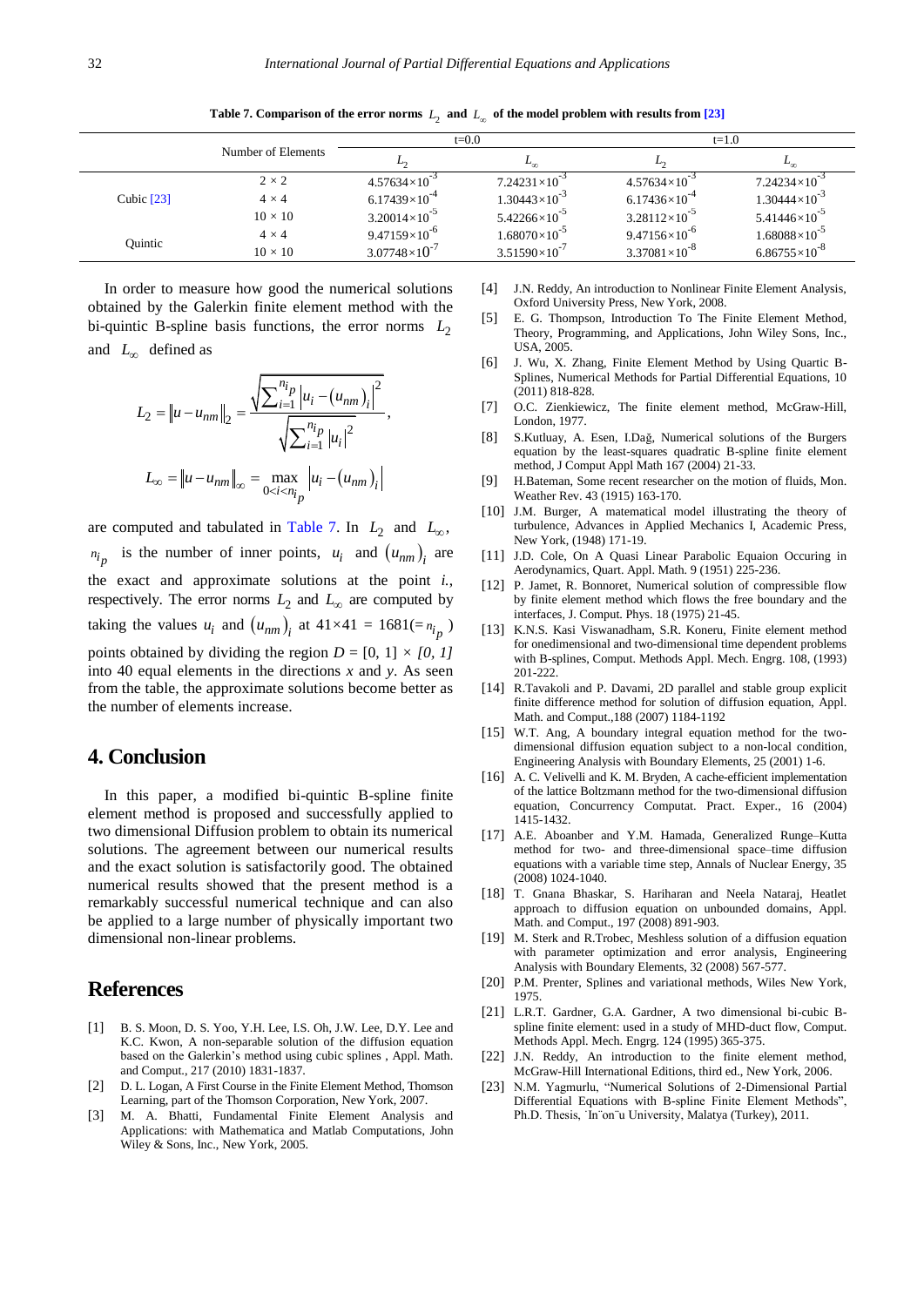**Table 7. Comparison of the error norms $L_2$ and $L_\infty$ of the model problem with results from [23]**

| | Number of Elements | t=0.0 | | t=1.0 | |
|---|---|---|---|---|---|
| | | $L_2$ | $L_\infty$ | $L_2$ | $L_\infty$ |
| Cubic [23] | 2 × 2 | $4.57634\times10^{-3}$ | $7.24231\times10^{-3}$ | $4.57634\times10^{-3}$ | $7.24234\times10^{-3}$ |
| | 4 × 4 | $6.17439\times10^{-4}$ | $1.30443\times10^{-3}$ | $6.17436\times10^{-4}$ | $1.30444\times10^{-3}$ |
| | 10 × 10 | $3.20014\times10^{-5}$ | $5.42266\times10^{-5}$ | $3.28112\times10^{-5}$ | $5.41446\times10^{-5}$ |
| Quintic | 4 × 4 | $9.47159\times10^{-6}$ | $1.68070\times10^{-5}$ | $9.47156\times10^{-6}$ | $1.68088\times10^{-5}$ |
| | 10 × 10 | $3.07748\times10^{-7}$ | $3.51590\times10^{-7}$ | $3.37081\times10^{-8}$ | $6.86755\times10^{-8}$ |

In order to measure how good the numerical solutions obtained by the Galerkin finite element method with the bi-quintic B-spline basis functions, the error norms $L_2$ and $L_\infty$ defined as

$$L_2 = \|u - u_{nm}\|_2 = \frac{\sqrt{\sum_{i=1}^{n_{i_p}} \left|u_i - (u_{nm})_i\right|^2}}{\sqrt{\sum_{i=1}^{n_{i_p}} |u_i|^2}},$$

$$L_\infty = \|u - u_{nm}\|_\infty = \max_{0<i<n_{i_p}} \left|u_i - (u_{nm})_i\right|$$

are computed and tabulated in Table 7. In $L_2$ and $L_\infty$, $n_{i_p}$ is the number of inner points, $u_i$ and $(u_{nm})_i$ are the exact and approximate solutions at the point *i.*, respectively. The error norms $L_2$ and $L_\infty$ are computed by taking the values $u_i$ and $(u_{nm})_i$ at $41\times41 = 1681(= n_{i_p})$ points obtained by dividing the region $D = [0, 1] \times [0, 1]$ into 40 equal elements in the directions $x$ and $y$. As seen from the table, the approximate solutions become better as the number of elements increase.

# 4. Conclusion

In this paper, a modified bi-quintic B-spline finite element method is proposed and successfully applied to two dimensional Diffusion problem to obtain its numerical solutions. The agreement between our numerical results and the exact solution is satisfactorily good. The obtained numerical results showed that the present method is a remarkably successful numerical technique and can also be applied to a large number of physically important two dimensional non-linear problems.

# References

[1] B. S. Moon, D. S. Yoo, Y.H. Lee, I.S. Oh, J.W. Lee, D.Y. Lee and K.C. Kwon, A non-separable solution of the diffusion equation based on the Galerkin's method using cubic splines , Appl. Math. and Comput., 217 (2010) 1831-1837.

[2] D. L. Logan, A First Course in the Finite Element Method, Thomson Learning, part of the Thomson Corporation, New York, 2007.

[3] M. A. Bhatti, Fundamental Finite Element Analysis and Applications: with Mathematica and Matlab Computations, John Wiley & Sons, Inc., New York, 2005.

[4] J.N. Reddy, An introduction to Nonlinear Finite Element Analysis, Oxford University Press, New York, 2008.

[5] E. G. Thompson, Introduction To The Finite Element Method, Theory, Programming, and Applications, John Wiley Sons, Inc., USA, 2005.

[6] J. Wu, X. Zhang, Finite Element Method by Using Quartic B-Splines, Numerical Methods for Partial Differential Equations, 10 (2011) 818-828.

[7] O.C. Zienkiewicz, The finite element method, McGraw-Hill, London, 1977.

[8] S.Kutluay, A. Esen, I.Dağ, Numerical solutions of the Burgers equation by the least-squares quadratic B-spline finite element method, J Comput Appl Math 167 (2004) 21-33.

[9] H.Bateman, Some recent researcher on the motion of fluids, Mon. Weather Rev. 43 (1915) 163-170.

[10] J.M. Burger, A matematical model illustrating the theory of turbulence, Advances in Applied Mechanics I, Academic Press, New York, (1948) 171-19.

[11] J.D. Cole, On A Quasi Linear Parabolic Equaion Occuring in Aerodynamics, Quart. Appl. Math. 9 (1951) 225-236.

[12] P. Jamet, R. Bonnoret, Numerical solution of compressible flow by finite element method which flows the free boundary and the interfaces, J. Comput. Phys. 18 (1975) 21-45.

[13] K.N.S. Kasi Viswanadham, S.R. Koneru, Finite element method for onedimensional and two-dimensional time dependent problems with B-splines, Comput. Methods Appl. Mech. Engrg. 108, (1993) 201-222.

[14] R.Tavakoli and P. Davami, 2D parallel and stable group explicit finite difference method for solution of diffusion equation, Appl. Math. and Comput.,188 (2007) 1184-1192

[15] W.T. Ang, A boundary integral equation method for the two-dimensional diffusion equation subject to a non-local condition, Engineering Analysis with Boundary Elements, 25 (2001) 1-6.

[16] A. C. Velivelli and K. M. Bryden, A cache-efficient implementation of the lattice Boltzmann method for the two-dimensional diffusion equation, Concurrency Computat. Pract. Exper., 16 (2004) 1415-1432.

[17] A.E. Aboanber and Y.M. Hamada, Generalized Runge–Kutta method for two- and three-dimensional space–time diffusion equations with a variable time step, Annals of Nuclear Energy, 35 (2008) 1024-1040.

[18] T. Gnana Bhaskar, S. Hariharan and Neela Nataraj, Heatlet approach to diffusion equation on unbounded domains, Appl. Math. and Comput., 197 (2008) 891-903.

[19] M. Sterk and R.Trobec, Meshless solution of a diffusion equation with parameter optimization and error analysis, Engineering Analysis with Boundary Elements, 32 (2008) 567-577.

[20] P.M. Prenter, Splines and variational methods, Wiles New York, 1975.

[21] L.R.T. Gardner, G.A. Gardner, A two dimensional bi-cubic B-spline finite element: used in a study of MHD-duct flow, Comput. Methods Appl. Mech. Engrg. 124 (1995) 365-375.

[22] J.N. Reddy, An introduction to the finite element method, McGraw-Hill International Editions, third ed., New York, 2006.

[23] N.M. Yagmurlu, "Numerical Solutions of 2-Dimensional Partial Differential Equations with B-spline Finite Element Methods", Ph.D. Thesis, ˙In¨on¨u University, Malatya (Turkey), 2011.